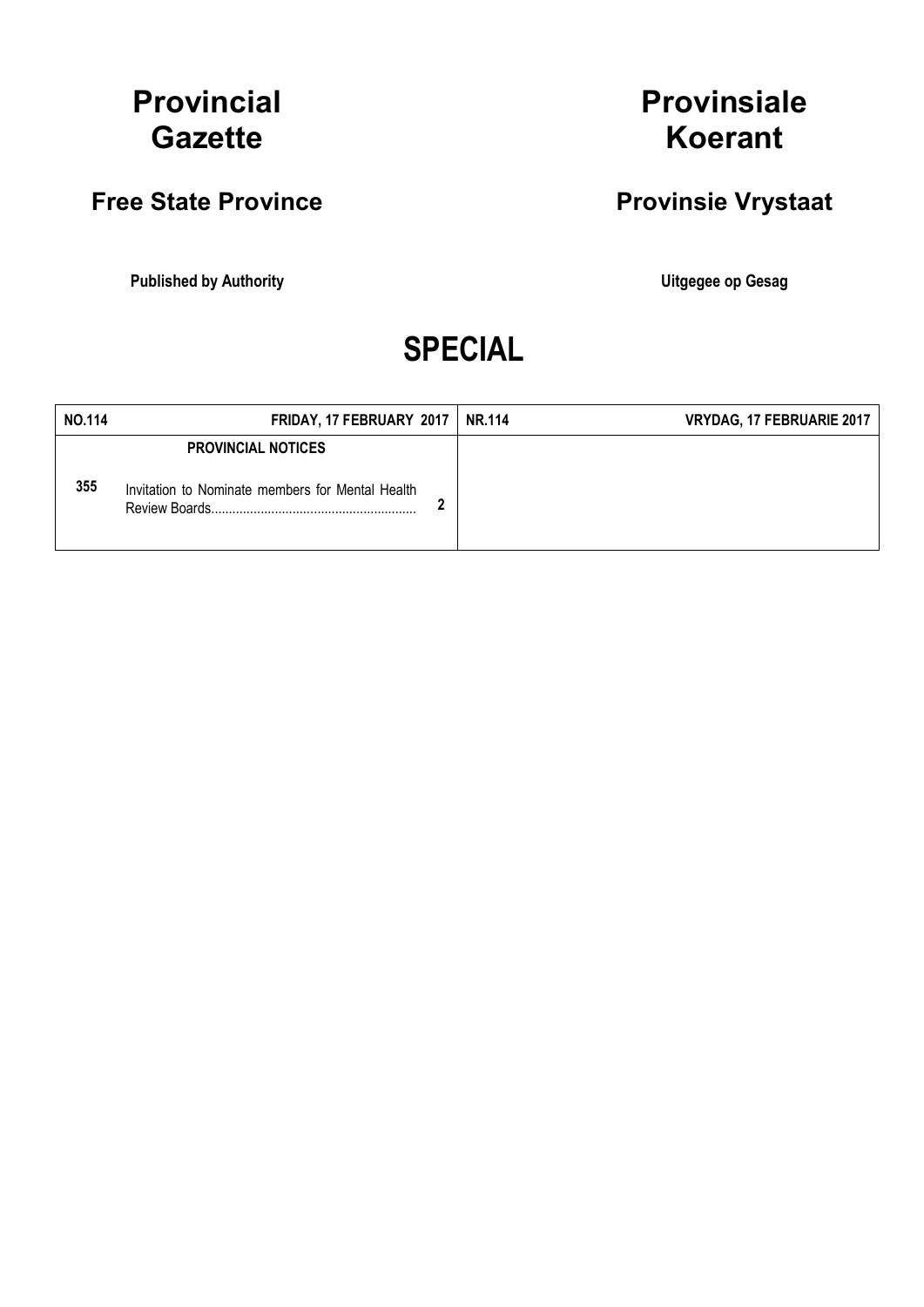# Provincial Gazette

# Provinsiale Koerant

## Free State Province

## Provinsie Vrystaat

**Published by Authority**

**Uitgegee op Gesag**

# SPECIAL

| NO.114 | FRIDAY, 17 FEBRUARY 2017 | | NR.114 | VRYDAG, 17 FEBRUARIE 2017 |
|---|---|---|---|---|
| | **PROVINCIAL NOTICES** | | | |
| 355 | Invitation to Nominate members for Mental Health Review Boards.......................................................... | 2 | | |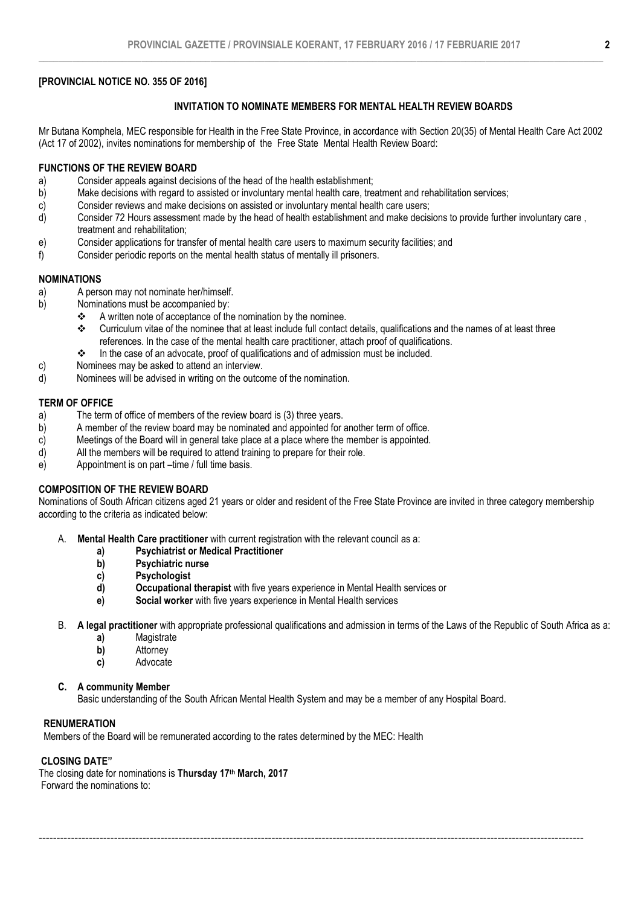**[PROVINCIAL NOTICE NO. 355 OF 2016]**

**INVITATION TO NOMINATE MEMBERS FOR MENTAL HEALTH REVIEW BOARDS**

Mr Butana Komphela, MEC responsible for Health in the Free State Province, in accordance with Section 20(35) of Mental Health Care Act 2002 (Act 17 of 2002), invites nominations for membership of the Free State Mental Health Review Board:

**FUNCTIONS OF THE REVIEW BOARD**

a) Consider appeals against decisions of the head of the health establishment;
b) Make decisions with regard to assisted or involuntary mental health care, treatment and rehabilitation services;
c) Consider reviews and make decisions on assisted or involuntary mental health care users;
d) Consider 72 Hours assessment made by the head of health establishment and make decisions to provide further involuntary care , treatment and rehabilitation;
e) Consider applications for transfer of mental health care users to maximum security facilities; and
f) Consider periodic reports on the mental health status of mentally ill prisoners.

**NOMINATIONS**

a) A person may not nominate her/himself.
b) Nominations must be accompanied by:
   - A written note of acceptance of the nomination by the nominee.
   - Curriculum vitae of the nominee that at least include full contact details, qualifications and the names of at least three references. In the case of the mental health care practitioner, attach proof of qualifications.
   - In the case of an advocate, proof of qualifications and of admission must be included.
c) Nominees may be asked to attend an interview.
d) Nominees will be advised in writing on the outcome of the nomination.

**TERM OF OFFICE**

a) The term of office of members of the review board is (3) three years.
b) A member of the review board may be nominated and appointed for another term of office.
c) Meetings of the Board will in general take place at a place where the member is appointed.
d) All the members will be required to attend training to prepare for their role.
e) Appointment is on part –time / full time basis.

**COMPOSITION OF THE REVIEW BOARD**

Nominations of South African citizens aged 21 years or older and resident of the Free State Province are invited in three category membership according to the criteria as indicated below:

A. **Mental Health Care practitioner** with current registration with the relevant council as a:
   **a) Psychiatrist or Medical Practitioner**
   **b) Psychiatric nurse**
   **c) Psychologist**
   **d) Occupational therapist** with five years experience in Mental Health services or
   **e) Social worker** with five years experience in Mental Health services

B. **A legal practitioner** with appropriate professional qualifications and admission in terms of the Laws of the Republic of South Africa as a:
   **a)** Magistrate
   **b)** Attorney
   **c)** Advocate

**C. A community Member**

Basic understanding of the South African Mental Health System and may be a member of any Hospital Board.

**RENUMERATION**

Members of the Board will be remunerated according to the rates determined by the MEC: Health

**CLOSING DATE"**

The closing date for nominations is **Thursday 17th March, 2017**

Forward the nominations to:

---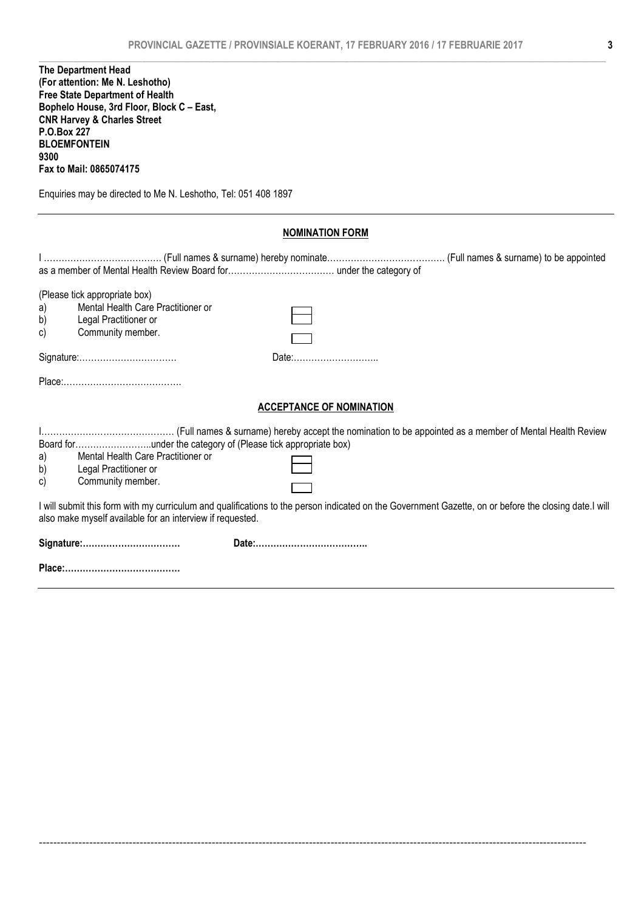**The Department Head**
**(For attention: Me N. Leshotho)**
**Free State Department of Health**
**Bophelo House, 3rd Floor, Block C – East,**
**CNR Harvey & Charles Street**
**P.O.Box 227**
**BLOEMFONTEIN**
**9300**
**Fax to Mail: 0865074175**

Enquiries may be directed to Me N. Leshotho, Tel: 051 408 1897

---

## NOMINATION FORM

I ………………………………… (Full names & surname) hereby nominate………………………………… (Full names & surname) to be appointed as a member of Mental Health Review Board for……………………………… under the category of

(Please tick appropriate box)

a) Mental Health Care Practitioner or ☐
b) Legal Practitioner or ☐
c) Community member. ☐

Signature:…………………………… Date:………………………..

Place:………………………………….

## ACCEPTANCE OF NOMINATION

I……………………………………… (Full names & surname) hereby accept the nomination to be appointed as a member of Mental Health Review Board for……………………..under the category of (Please tick appropriate box)

a) Mental Health Care Practitioner or ☐
b) Legal Practitioner or ☐
c) Community member. ☐

I will submit this form with my curriculum and qualifications to the person indicated on the Government Gazette, on or before the closing date.I will also make myself available for an interview if requested.

**Signature:……………………………** **Date:………………………………..**

**Place:…………………………………**

---